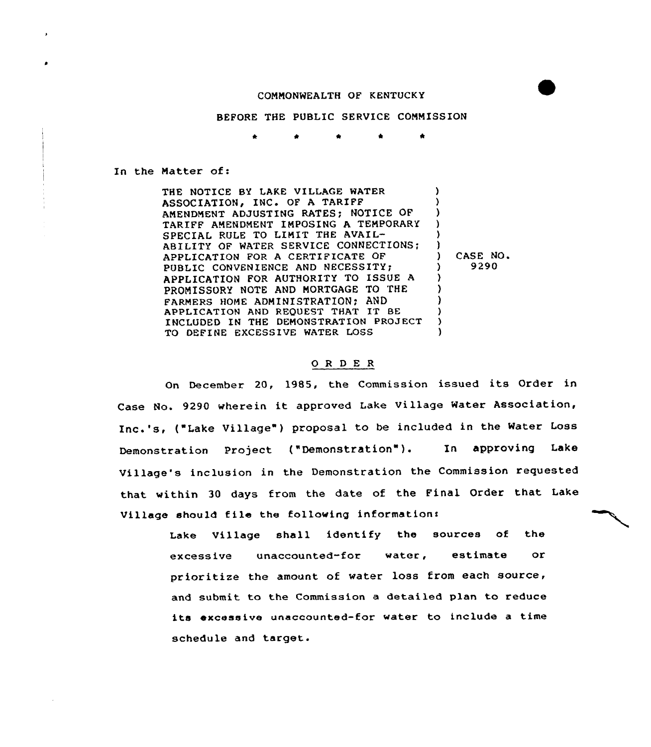COMMONWEALTH OF KENTUCKY

BEFORE THE PUBLIC SERVICE COMMISSION

\* \* \* \* \*

In the Matter of:

| | | |
|---|---|---|
| THE NOTICE BY LAKE VILLAGE WATER ASSOCIATION, INC. OF A TARIFF AMENDMENT ADJUSTING RATES; NOTICE OF TARIFF AMENDMENT IMPOSING A TEMPORARY SPECIAL RULE TO LIMIT THE AVAILABILITY OF WATER SERVICE CONNECTIONS; APPLICATION FOR A CERTIFICATE OF PUBLIC CONVENIENCE AND NECESSITY; APPLICATION FOR AUTHORITY TO ISSUE A PROMISSORY NOTE AND MORTGAGE TO THE FARMERS HOME ADMINISTRATION; AND APPLICATION AND REQUEST THAT IT BE INCLUDED IN THE DEMONSTRATION PROJECT TO DEFINE EXCESSIVE WATER LOSS | ) | CASE NO. 9290 |

## O R D E R

On December 20, 1985, the Commission issued its Order in Case No. 9290 wherein it approved Lake Village Water Association, Inc.'s, ("Lake Village") proposal to be included in the Water Loss Demonstration Project ("Demonstration"). In approving Lake Village's inclusion in the Demonstration the Commission requested that within 30 days from the date of the Final Order that Lake Village should file the following information:

> Lake Village shall identify the sources of the excessive unaccounted-for water, estimate or prioritize the amount of water loss from each source, and submit to the Commission a detailed plan to reduce its excessive unaccounted-for water to include a time schedule and target.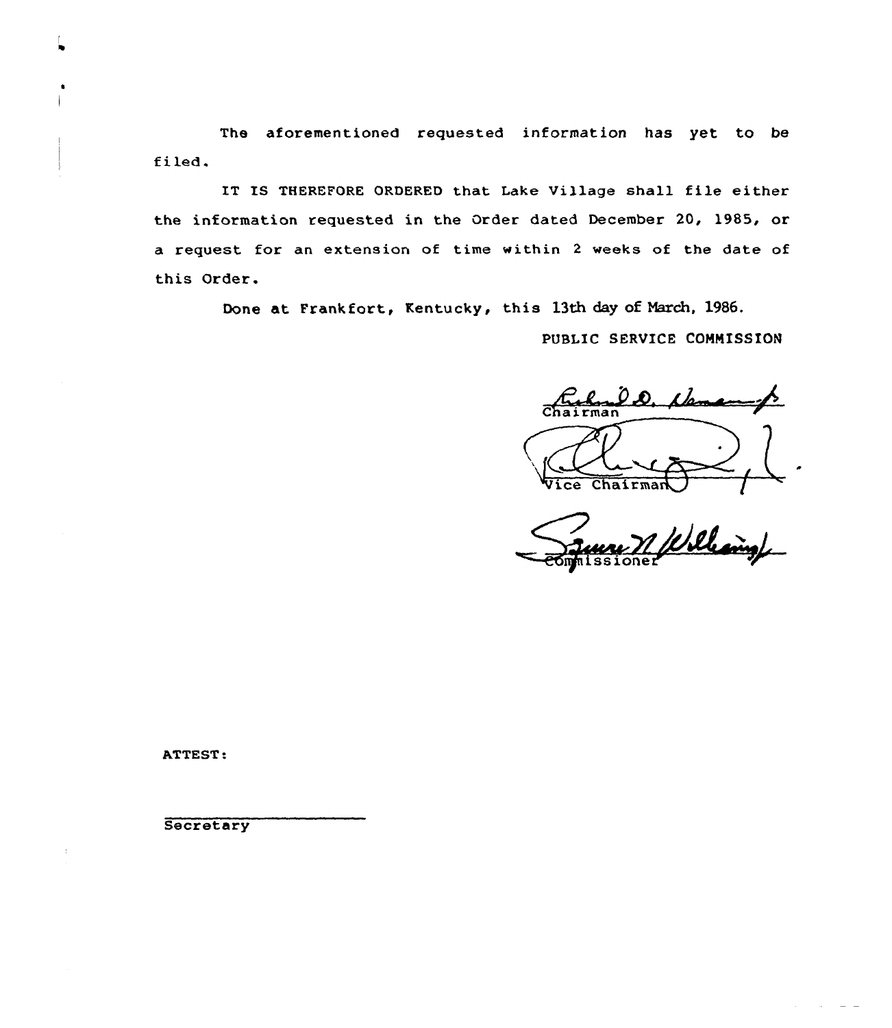The aforementioned requested information has yet to be filed.

IT IS THEREFORE ORDERED that Lake Village shall file either the information requested in the Order dated December 20, 1985, or a request for an extension of time within 2 weeks of the date of this Order.

Done at Frankfort, Kentucky, this 13th day of March, 1986.

PUBLIC SERVICE COMMISSION

Chairman

Vice Chairman

Commissioner

ATTEST:

Secretary